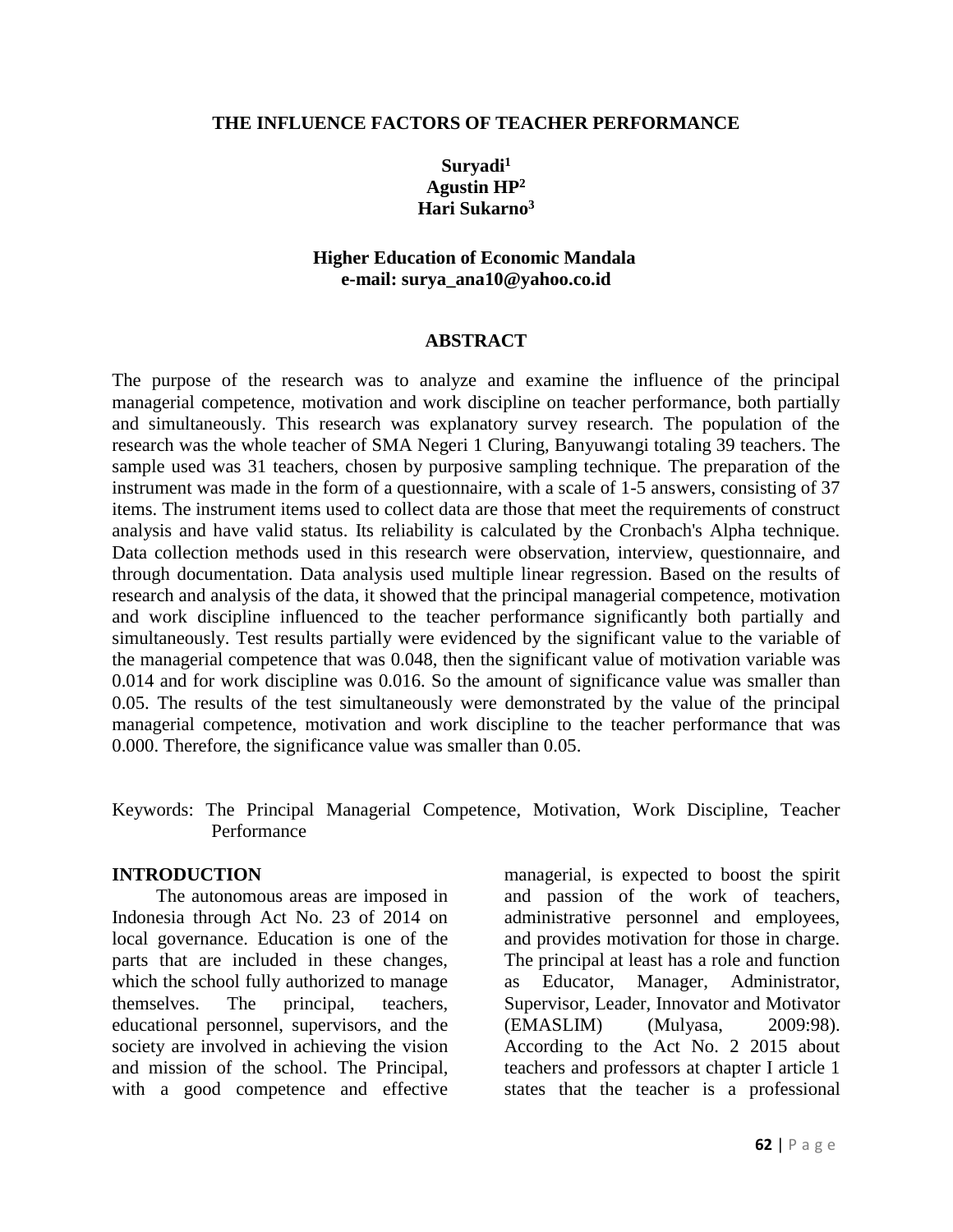# THE INFLUENCE FACTORS OF TEACHER PERFORMANCE

**Suryadi[1]**
**Agustin HP[2]**
**Hari Sukarno[3]**

**Higher Education of Economic Mandala**
**e-mail: surya_ana10@yahoo.co.id**

## ABSTRACT

The purpose of the research was to analyze and examine the influence of the principal managerial competence, motivation and work discipline on teacher performance, both partially and simultaneously. This research was explanatory survey research. The population of the research was the whole teacher of SMA Negeri 1 Cluring, Banyuwangi totaling 39 teachers. The sample used was 31 teachers, chosen by purposive sampling technique. The preparation of the instrument was made in the form of a questionnaire, with a scale of 1-5 answers, consisting of 37 items. The instrument items used to collect data are those that meet the requirements of construct analysis and have valid status. Its reliability is calculated by the Cronbach's Alpha technique. Data collection methods used in this research were observation, interview, questionnaire, and through documentation. Data analysis used multiple linear regression. Based on the results of research and analysis of the data, it showed that the principal managerial competence, motivation and work discipline influenced to the teacher performance significantly both partially and simultaneously. Test results partially were evidenced by the significant value to the variable of the managerial competence that was 0.048, then the significant value of motivation variable was 0.014 and for work discipline was 0.016. So the amount of significance value was smaller than 0.05. The results of the test simultaneously were demonstrated by the value of the principal managerial competence, motivation and work discipline to the teacher performance that was 0.000. Therefore, the significance value was smaller than 0.05.

Keywords: The Principal Managerial Competence, Motivation, Work Discipline, Teacher Performance

## INTRODUCTION

The autonomous areas are imposed in Indonesia through Act No. 23 of 2014 on local governance. Education is one of the parts that are included in these changes, which the school fully authorized to manage themselves. The principal, teachers, educational personnel, supervisors, and the society are involved in achieving the vision and mission of the school. The Principal, with a good competence and effective managerial, is expected to boost the spirit and passion of the work of teachers, administrative personnel and employees, and provides motivation for those in charge. The principal at least has a role and function as Educator, Manager, Administrator, Supervisor, Leader, Innovator and Motivator (EMASLIM) (Mulyasa, 2009:98). According to the Act No. 2 2015 about teachers and professors at chapter I article 1 states that the teacher is a professional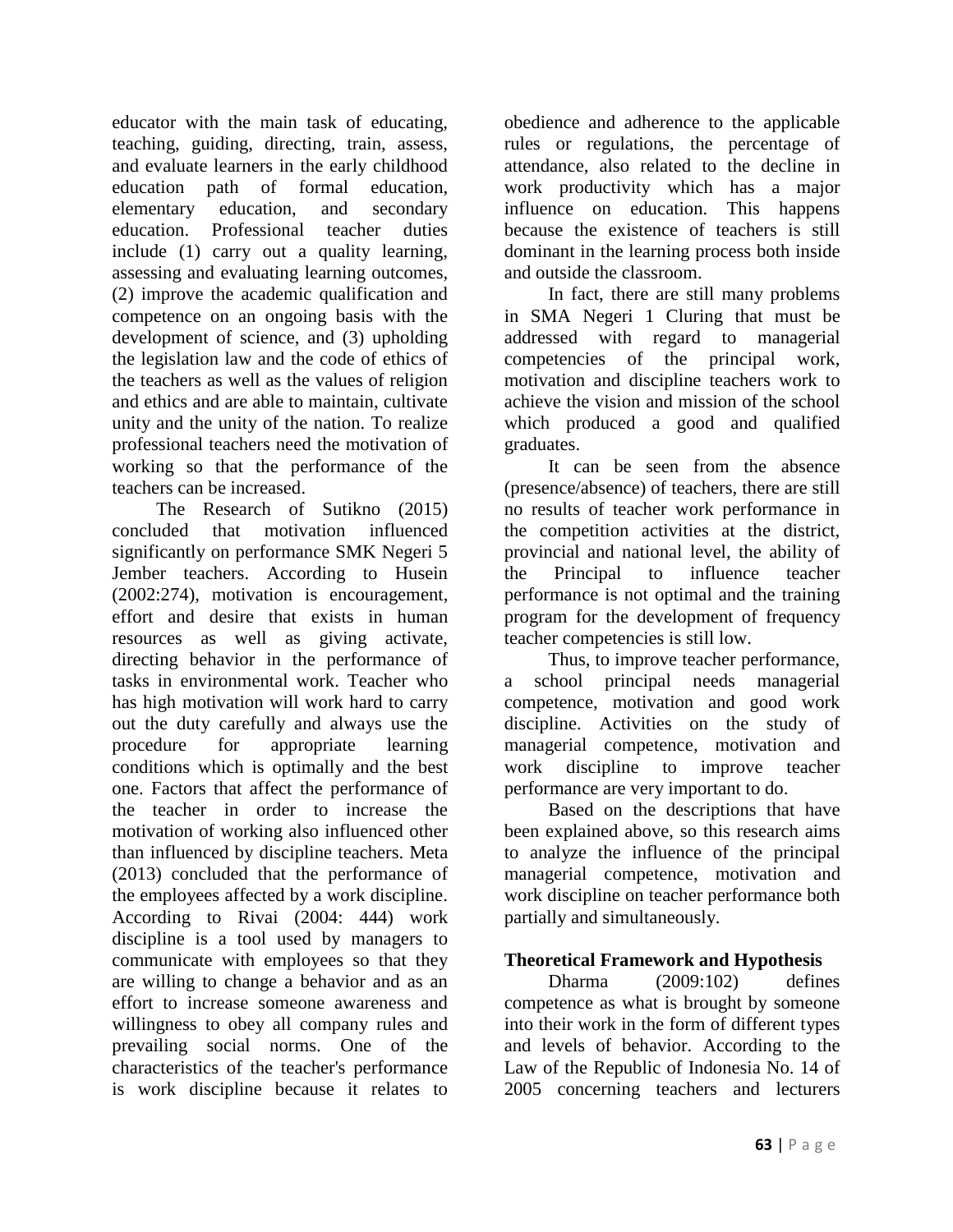educator with the main task of educating, teaching, guiding, directing, train, assess, and evaluate learners in the early childhood education path of formal education, elementary education, and secondary education. Professional teacher duties include (1) carry out a quality learning, assessing and evaluating learning outcomes, (2) improve the academic qualification and competence on an ongoing basis with the development of science, and (3) upholding the legislation law and the code of ethics of the teachers as well as the values of religion and ethics and are able to maintain, cultivate unity and the unity of the nation. To realize professional teachers need the motivation of working so that the performance of the teachers can be increased.

The Research of Sutikno (2015) concluded that motivation influenced significantly on performance SMK Negeri 5 Jember teachers. According to Husein (2002:274), motivation is encouragement, effort and desire that exists in human resources as well as giving activate, directing behavior in the performance of tasks in environmental work. Teacher who has high motivation will work hard to carry out the duty carefully and always use the procedure for appropriate learning conditions which is optimally and the best one. Factors that affect the performance of the teacher in order to increase the motivation of working also influenced other than influenced by discipline teachers. Meta (2013) concluded that the performance of the employees affected by a work discipline. According to Rivai (2004: 444) work discipline is a tool used by managers to communicate with employees so that they are willing to change a behavior and as an effort to increase someone awareness and willingness to obey all company rules and prevailing social norms. One of the characteristics of the teacher's performance is work discipline because it relates to obedience and adherence to the applicable rules or regulations, the percentage of attendance, also related to the decline in work productivity which has a major influence on education. This happens because the existence of teachers is still dominant in the learning process both inside and outside the classroom.

In fact, there are still many problems in SMA Negeri 1 Cluring that must be addressed with regard to managerial competencies of the principal work, motivation and discipline teachers work to achieve the vision and mission of the school which produced a good and qualified graduates.

It can be seen from the absence (presence/absence) of teachers, there are still no results of teacher work performance in the competition activities at the district, provincial and national level, the ability of the Principal to influence teacher performance is not optimal and the training program for the development of frequency teacher competencies is still low.

Thus, to improve teacher performance, a school principal needs managerial competence, motivation and good work discipline. Activities on the study of managerial competence, motivation and work discipline to improve teacher performance are very important to do.

Based on the descriptions that have been explained above, so this research aims to analyze the influence of the principal managerial competence, motivation and work discipline on teacher performance both partially and simultaneously.

## Theoretical Framework and Hypothesis

Dharma (2009:102) defines competence as what is brought by someone into their work in the form of different types and levels of behavior. According to the Law of the Republic of Indonesia No. 14 of 2005 concerning teachers and lecturers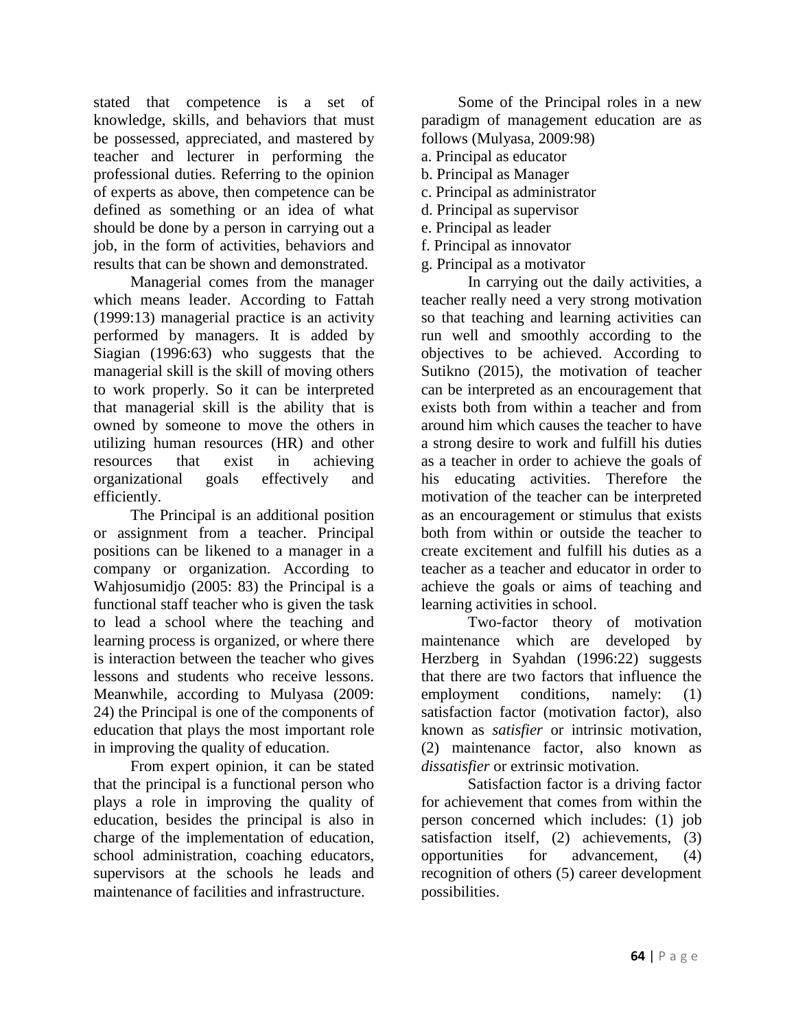stated that competence is a set of knowledge, skills, and behaviors that must be possessed, appreciated, and mastered by teacher and lecturer in performing the professional duties. Referring to the opinion of experts as above, then competence can be defined as something or an idea of what should be done by a person in carrying out a job, in the form of activities, behaviors and results that can be shown and demonstrated.

Managerial comes from the manager which means leader. According to Fattah (1999:13) managerial practice is an activity performed by managers. It is added by Siagian (1996:63) who suggests that the managerial skill is the skill of moving others to work properly. So it can be interpreted that managerial skill is the ability that is owned by someone to move the others in utilizing human resources (HR) and other resources that exist in achieving organizational goals effectively and efficiently.

The Principal is an additional position or assignment from a teacher. Principal positions can be likened to a manager in a company or organization. According to Wahjosumidjo (2005: 83) the Principal is a functional staff teacher who is given the task to lead a school where the teaching and learning process is organized, or where there is interaction between the teacher who gives lessons and students who receive lessons. Meanwhile, according to Mulyasa (2009: 24) the Principal is one of the components of education that plays the most important role in improving the quality of education.

From expert opinion, it can be stated that the principal is a functional person who plays a role in improving the quality of education, besides the principal is also in charge of the implementation of education, school administration, coaching educators, supervisors at the schools he leads and maintenance of facilities and infrastructure.

Some of the Principal roles in a new paradigm of management education are as follows (Mulyasa, 2009:98)

a. Principal as educator
b. Principal as Manager
c. Principal as administrator
d. Principal as supervisor
e. Principal as leader
f. Principal as innovator
g. Principal as a motivator

In carrying out the daily activities, a teacher really need a very strong motivation so that teaching and learning activities can run well and smoothly according to the objectives to be achieved. According to Sutikno (2015), the motivation of teacher can be interpreted as an encouragement that exists both from within a teacher and from around him which causes the teacher to have a strong desire to work and fulfill his duties as a teacher in order to achieve the goals of his educating activities. Therefore the motivation of the teacher can be interpreted as an encouragement or stimulus that exists both from within or outside the teacher to create excitement and fulfill his duties as a teacher as a teacher and educator in order to achieve the goals or aims of teaching and learning activities in school.

Two-factor theory of motivation maintenance which are developed by Herzberg in Syahdan (1996:22) suggests that there are two factors that influence the employment conditions, namely: (1) satisfaction factor (motivation factor), also known as *satisfier* or intrinsic motivation, (2) maintenance factor, also known as *dissatisfier* or extrinsic motivation.

Satisfaction factor is a driving factor for achievement that comes from within the person concerned which includes: (1) job satisfaction itself, (2) achievements, (3) opportunities for advancement, (4) recognition of others (5) career development possibilities.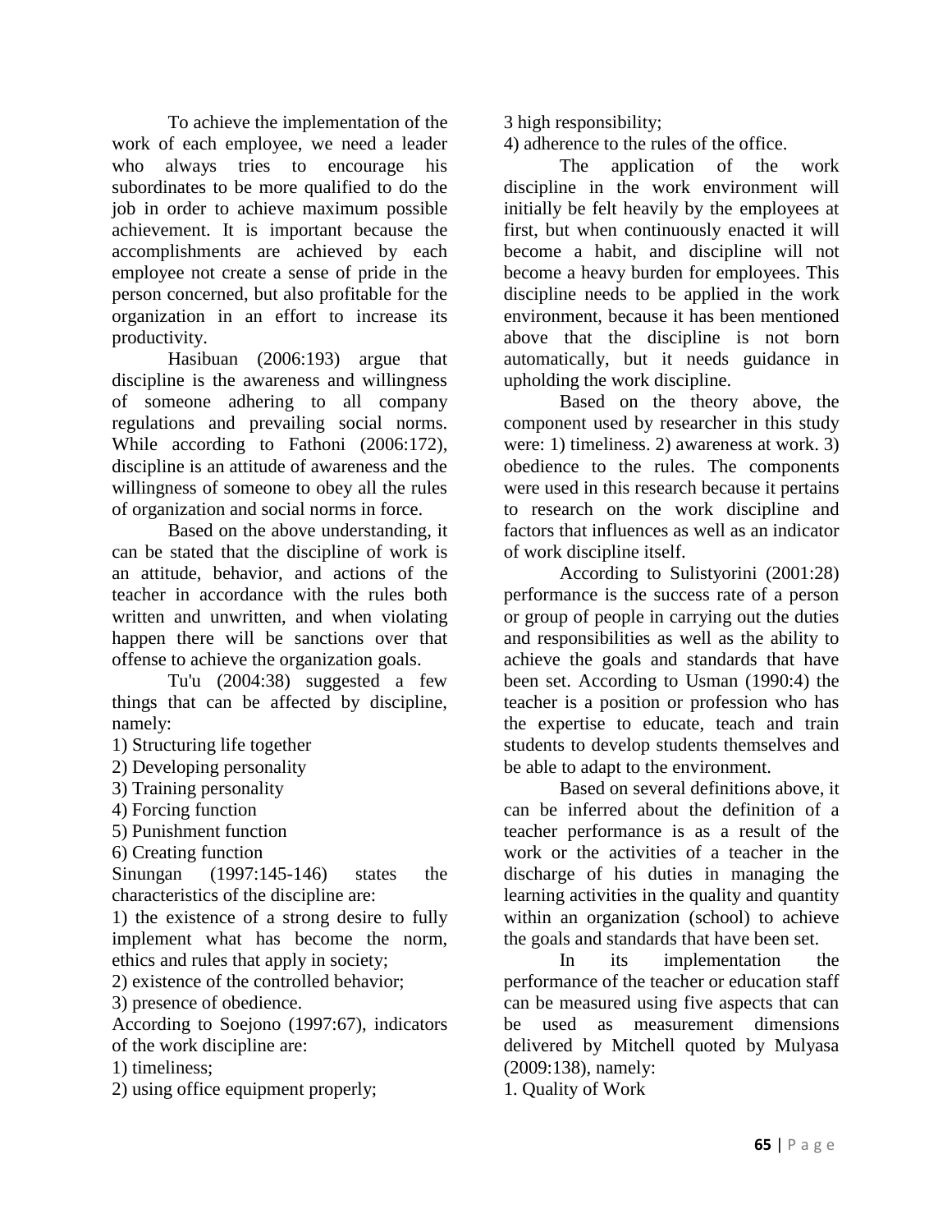To achieve the implementation of the work of each employee, we need a leader who always tries to encourage his subordinates to be more qualified to do the job in order to achieve maximum possible achievement. It is important because the accomplishments are achieved by each employee not create a sense of pride in the person concerned, but also profitable for the organization in an effort to increase its productivity.

Hasibuan (2006:193) argue that discipline is the awareness and willingness of someone adhering to all company regulations and prevailing social norms. While according to Fathoni (2006:172), discipline is an attitude of awareness and the willingness of someone to obey all the rules of organization and social norms in force.

Based on the above understanding, it can be stated that the discipline of work is an attitude, behavior, and actions of the teacher in accordance with the rules both written and unwritten, and when violating happen there will be sanctions over that offense to achieve the organization goals.

Tu'u (2004:38) suggested a few things that can be affected by discipline, namely:

1) Structuring life together
2) Developing personality
3) Training personality
4) Forcing function
5) Punishment function
6) Creating function

Sinungan (1997:145-146) states the characteristics of the discipline are:

1) the existence of a strong desire to fully implement what has become the norm, ethics and rules that apply in society;
2) existence of the controlled behavior;
3) presence of obedience.

According to Soejono (1997:67), indicators of the work discipline are:

1) timeliness;
2) using office equipment properly;
3 high responsibility;
4) adherence to the rules of the office.

The application of the work discipline in the work environment will initially be felt heavily by the employees at first, but when continuously enacted it will become a habit, and discipline will not become a heavy burden for employees. This discipline needs to be applied in the work environment, because it has been mentioned above that the discipline is not born automatically, but it needs guidance in upholding the work discipline.

Based on the theory above, the component used by researcher in this study were: 1) timeliness. 2) awareness at work. 3) obedience to the rules. The components were used in this research because it pertains to research on the work discipline and factors that influences as well as an indicator of work discipline itself.

According to Sulistyorini (2001:28) performance is the success rate of a person or group of people in carrying out the duties and responsibilities as well as the ability to achieve the goals and standards that have been set. According to Usman (1990:4) the teacher is a position or profession who has the expertise to educate, teach and train students to develop students themselves and be able to adapt to the environment.

Based on several definitions above, it can be inferred about the definition of a teacher performance is as a result of the work or the activities of a teacher in the discharge of his duties in managing the learning activities in the quality and quantity within an organization (school) to achieve the goals and standards that have been set.

In its implementation the performance of the teacher or education staff can be measured using five aspects that can be used as measurement dimensions delivered by Mitchell quoted by Mulyasa (2009:138), namely:

1. Quality of Work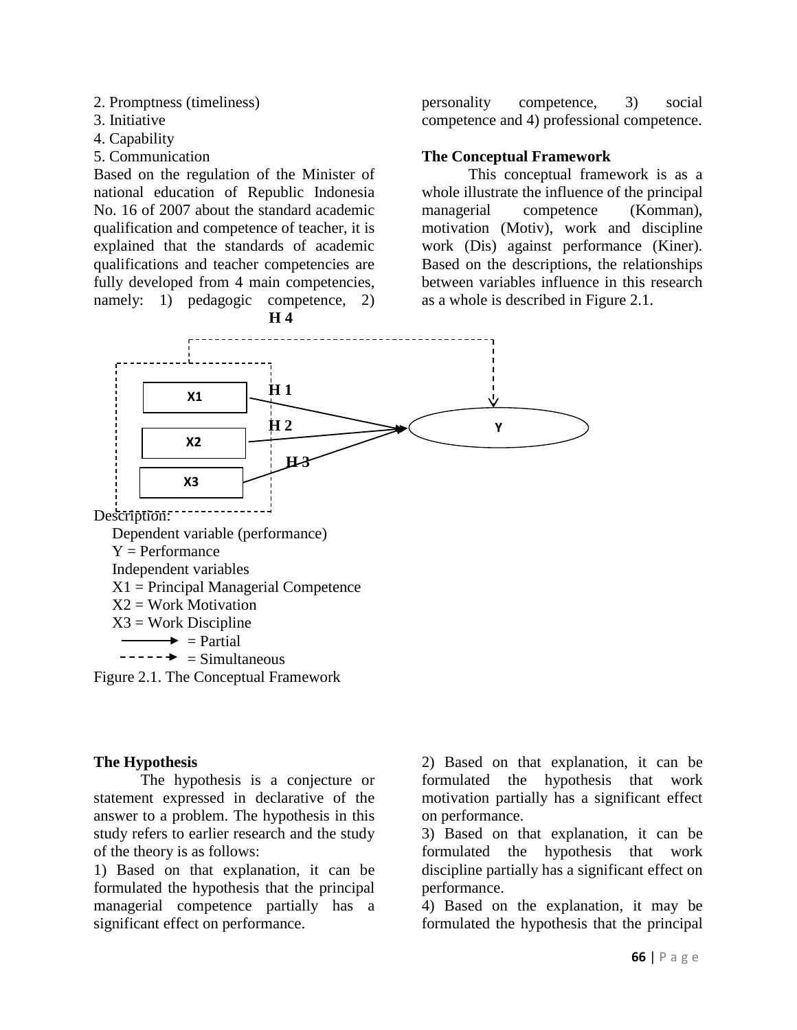2. Promptness (timeliness)
3. Initiative
4. Capability
5. Communication

Based on the regulation of the Minister of national education of Republic Indonesia No. 16 of 2007 about the standard academic qualification and competence of teacher, it is explained that the standards of academic qualifications and teacher competencies are fully developed from 4 main competencies, namely: 1) pedagogic competence, 2) personality competence, 3) social competence and 4) professional competence.

**The Conceptual Framework**

This conceptual framework is as a whole illustrate the influence of the principal managerial competence (Komman), motivation (Motiv), work and discipline work (Dis) against performance (Kiner). Based on the descriptions, the relationships between variables influence in this research as a whole is described in Figure 2.1.

H 4

X1 —H 1→ Y

X2 —H 2→ Y

X3 —H 3→ Y

Description:

Dependent variable (performance)
Y = Performance
Independent variables
X1 = Principal Managerial Competence
X2 = Work Motivation
X3 = Work Discipline
⟶ = Partial
- - -→ = Simultaneous

Figure 2.1. The Conceptual Framework

**The Hypothesis**

The hypothesis is a conjecture or statement expressed in declarative of the answer to a problem. The hypothesis in this study refers to earlier research and the study of the theory is as follows:

1) Based on that explanation, it can be formulated the hypothesis that the principal managerial competence partially has a significant effect on performance.

2) Based on that explanation, it can be formulated the hypothesis that work motivation partially has a significant effect on performance.

3) Based on that explanation, it can be formulated the hypothesis that work discipline partially has a significant effect on performance.

4) Based on the explanation, it may be formulated the hypothesis that the principal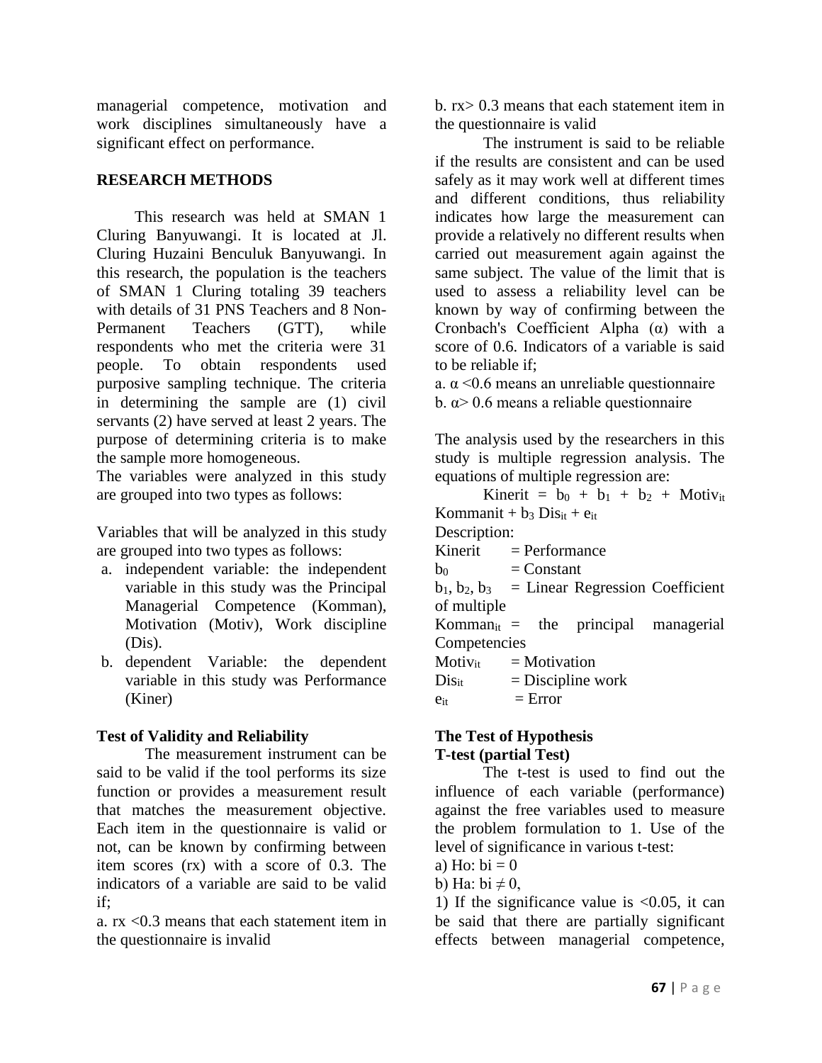managerial competence, motivation and work disciplines simultaneously have a significant effect on performance.

## RESEARCH METHODS

This research was held at SMAN 1 Cluring Banyuwangi. It is located at Jl. Cluring Huzaini Benculuk Banyuwangi. In this research, the population is the teachers of SMAN 1 Cluring totaling 39 teachers with details of 31 PNS Teachers and 8 Non-Permanent Teachers (GTT), while respondents who met the criteria were 31 people. To obtain respondents used purposive sampling technique. The criteria in determining the sample are (1) civil servants (2) have served at least 2 years. The purpose of determining criteria is to make the sample more homogeneous.

The variables were analyzed in this study are grouped into two types as follows:

Variables that will be analyzed in this study are grouped into two types as follows:

a. independent variable: the independent variable in this study was the Principal Managerial Competence (Komman), Motivation (Motiv), Work discipline (Dis).
b. dependent Variable: the dependent variable in this study was Performance (Kiner)

### Test of Validity and Reliability

The measurement instrument can be said to be valid if the tool performs its size function or provides a measurement result that matches the measurement objective. Each item in the questionnaire is valid or not, can be known by confirming between item scores (rx) with a score of 0.3. The indicators of a variable are said to be valid if;

a. rx <0.3 means that each statement item in the questionnaire is invalid
b. rx> 0.3 means that each statement item in the questionnaire is valid

The instrument is said to be reliable if the results are consistent and can be used safely as it may work well at different times and different conditions, thus reliability indicates how large the measurement can provide a relatively no different results when carried out measurement again against the same subject. The value of the limit that is used to assess a reliability level can be known by way of confirming between the Cronbach's Coefficient Alpha (α) with a score of 0.6. Indicators of a variable is said to be reliable if;

a. $\alpha$ <0.6 means an unreliable questionnaire
b. $\alpha$> 0.6 means a reliable questionnaire

The analysis used by the researchers in this study is multiple regression analysis. The equations of multiple regression are:

$$Kinerit = b_0 + b_1 + b_2 + Motiv_{it} Kommanit + b_3 Dis_{it} + e_{it}$$

Description:

Kinerit = Performance
$b_0$ = Constant
$b_1$, $b_2$, $b_3$ = Linear Regression Coefficient of multiple
$Komman_{it}$ = the principal managerial Competencies
$Motiv_{it}$ = Motivation
$Dis_{it}$ = Discipline work
$e_{it}$ = Error

### The Test of Hypothesis

#### T-test (partial Test)

The t-test is used to find out the influence of each variable (performance) against the free variables used to measure the problem formulation to 1. Use of the level of significance in various t-test:

a) Ho: $bi = 0$
b) Ha: $bi \neq 0$,

1) If the significance value is <0.05, it can be said that there are partially significant effects between managerial competence,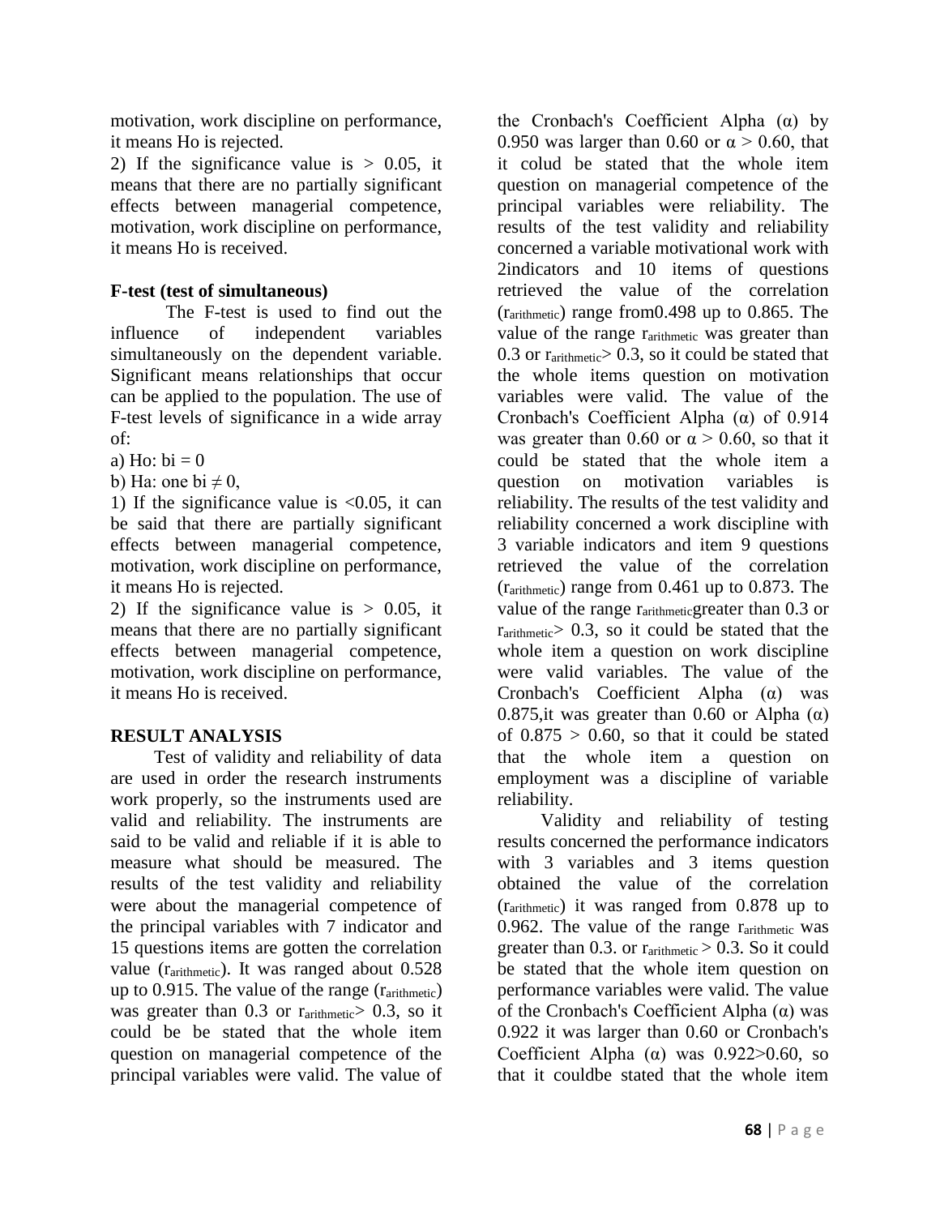motivation, work discipline on performance, it means Ho is rejected.

2) If the significance value is > 0.05, it means that there are no partially significant effects between managerial competence, motivation, work discipline on performance, it means Ho is received.

**F-test (test of simultaneous)**

The F-test is used to find out the influence of independent variables simultaneously on the dependent variable. Significant means relationships that occur can be applied to the population. The use of F-test levels of significance in a wide array of:

a) Ho: bi = 0

b) Ha: one bi ≠ 0,

1) If the significance value is <0.05, it can be said that there are partially significant effects between managerial competence, motivation, work discipline on performance, it means Ho is rejected.

2) If the significance value is > 0.05, it means that there are no partially significant effects between managerial competence, motivation, work discipline on performance, it means Ho is received.

**RESULT ANALYSIS**

Test of validity and reliability of data are used in order the research instruments work properly, so the instruments used are valid and reliability. The instruments are said to be valid and reliable if it is able to measure what should be measured. The results of the test validity and reliability were about the managerial competence of the principal variables with 7 indicator and 15 questions items are gotten the correlation value ($r_{arithmetic}$). It was ranged about 0.528 up to 0.915. The value of the range ($r_{arithmetic}$) was greater than 0.3 or $r_{arithmetic}$> 0.3, so it could be be stated that the whole item question on managerial competence of the principal variables were valid. The value of the Cronbach's Coefficient Alpha (α) by 0.950 was larger than 0.60 or α > 0.60, that it colud be stated that the whole item question on managerial competence of the principal variables were reliability. The results of the test validity and reliability concerned a variable motivational work with 2indicators and 10 items of questions retrieved the value of the correlation ($r_{arithmetic}$) range from0.498 up to 0.865. The value of the range $r_{arithmetic}$ was greater than 0.3 or $r_{arithmetic}$> 0.3, so it could be stated that the whole items question on motivation variables were valid. The value of the Cronbach's Coefficient Alpha (α) of 0.914 was greater than 0.60 or α > 0.60, so that it could be stated that the whole item a question on motivation variables is reliability. The results of the test validity and reliability concerned a work discipline with 3 variable indicators and item 9 questions retrieved the value of the correlation ($r_{arithmetic}$) range from 0.461 up to 0.873. The value of the range $r_{arithmetic}$greater than 0.3 or $r_{arithmetic}$> 0.3, so it could be stated that the whole item a question on work discipline were valid variables. The value of the Cronbach's Coefficient Alpha (α) was 0.875,it was greater than 0.60 or Alpha (α) of 0.875 > 0.60, so that it could be stated that the whole item a question on employment was a discipline of variable reliability.

Validity and reliability of testing results concerned the performance indicators with 3 variables and 3 items question obtained the value of the correlation ($r_{arithmetic}$) it was ranged from 0.878 up to 0.962. The value of the range $r_{arithmetic}$ was greater than 0.3. or $r_{arithmetic}$ > 0.3. So it could be stated that the whole item question on performance variables were valid. The value of the Cronbach's Coefficient Alpha (α) was 0.922 it was larger than 0.60 or Cronbach's Coefficient Alpha (α) was 0.922>0.60, so that it couldbe stated that the whole item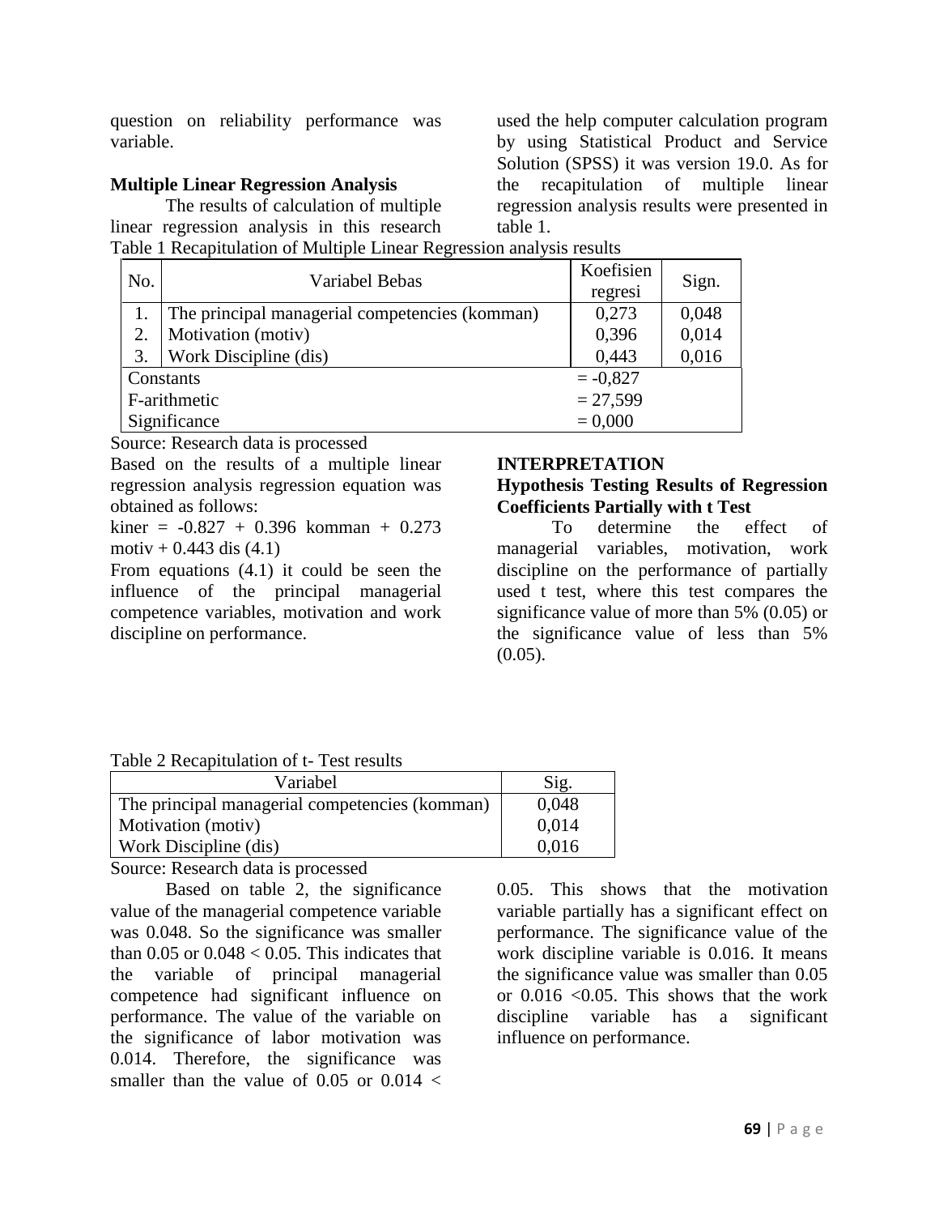question on reliability performance was variable.

### Multiple Linear Regression Analysis

The results of calculation of multiple linear regression analysis in this research used the help computer calculation program by using Statistical Product and Service Solution (SPSS) it was version 19.0. As for the recapitulation of multiple linear regression analysis results were presented in table 1.

Table 1 Recapitulation of Multiple Linear Regression analysis results

| No. | Variabel Bebas | Koefisien regresi | Sign. |
|---|---|---|---|
| 1. | The principal managerial competencies (komman) | 0,273 | 0,048 |
| 2. | Motivation (motiv) | 0,396 | 0,014 |
| 3. | Work Discipline (dis) | 0,443 | 0,016 |
| Constants | | = -0,827 | |
| F-arithmetic | | = 27,599 | |
| Significance | | = 0,000 | |

Source: Research data is processed

Based on the results of a multiple linear regression analysis regression equation was obtained as follows:

kiner = -0.827 + 0.396 komman + 0.273 motiv + 0.443 dis (4.1)

From equations (4.1) it could be seen the influence of the principal managerial competence variables, motivation and work discipline on performance.

## INTERPRETATION

### Hypothesis Testing Results of Regression Coefficients Partially with t Test

To determine the effect of managerial variables, motivation, work discipline on the performance of partially used t test, where this test compares the significance value of more than 5% (0.05) or the significance value of less than 5% (0.05).

Table 2 Recapitulation of t- Test results

| Variabel | Sig. |
|---|---|
| The principal managerial competencies (komman) | 0,048 |
| Motivation (motiv) | 0,014 |
| Work Discipline (dis) | 0,016 |

Source: Research data is processed

Based on table 2, the significance value of the managerial competence variable was 0.048. So the significance was smaller than 0.05 or $0.048 < 0.05$. This indicates that the variable of principal managerial competence had significant influence on performance. The value of the variable on the significance of labor motivation was 0.014. Therefore, the significance was smaller than the value of 0.05 or $0.014 < 0.05$. This shows that the motivation variable partially has a significant effect on performance. The significance value of the work discipline variable is 0.016. It means the significance value was smaller than 0.05 or $0.016 < 0.05$. This shows that the work discipline variable has a significant influence on performance.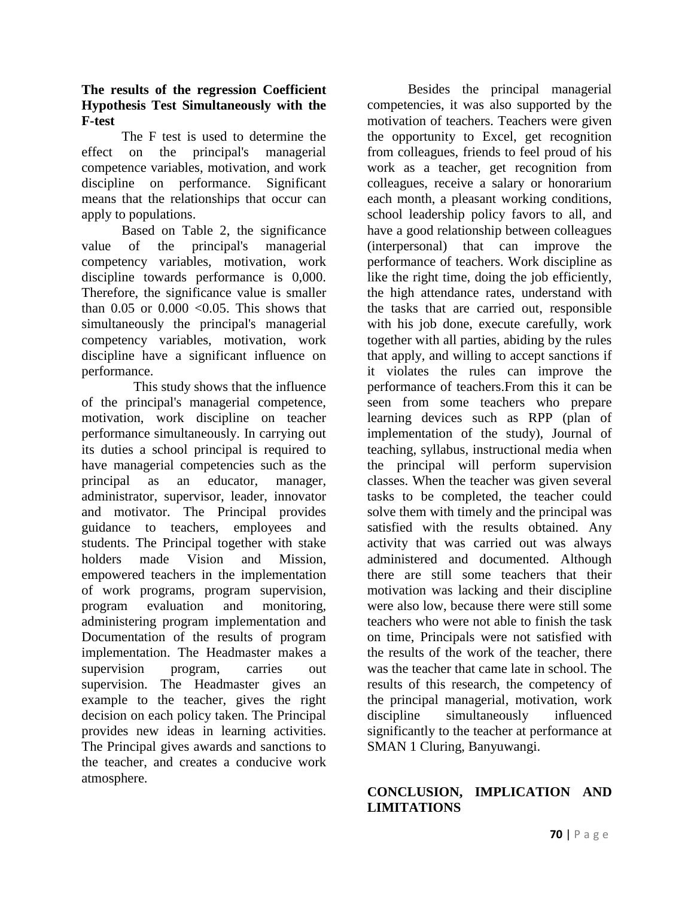**The results of the regression Coefficient Hypothesis Test Simultaneously with the F-test**

The F test is used to determine the effect on the principal's managerial competence variables, motivation, and work discipline on performance. Significant means that the relationships that occur can apply to populations.

Based on Table 2, the significance value of the principal's managerial competency variables, motivation, work discipline towards performance is 0,000. Therefore, the significance value is smaller than 0.05 or $0.000 < 0.05$. This shows that simultaneously the principal's managerial competency variables, motivation, work discipline have a significant influence on performance.

This study shows that the influence of the principal's managerial competence, motivation, work discipline on teacher performance simultaneously. In carrying out its duties a school principal is required to have managerial competencies such as the principal as an educator, manager, administrator, supervisor, leader, innovator and motivator. The Principal provides guidance to teachers, employees and students. The Principal together with stake holders made Vision and Mission, empowered teachers in the implementation of work programs, program supervision, program evaluation and monitoring, administering program implementation and Documentation of the results of program implementation. The Headmaster makes a supervision program, carries out supervision. The Headmaster gives an example to the teacher, gives the right decision on each policy taken. The Principal provides new ideas in learning activities. The Principal gives awards and sanctions to the teacher, and creates a conducive work atmosphere.

Besides the principal managerial competencies, it was also supported by the motivation of teachers. Teachers were given the opportunity to Excel, get recognition from colleagues, friends to feel proud of his work as a teacher, get recognition from colleagues, receive a salary or honorarium each month, a pleasant working conditions, school leadership policy favors to all, and have a good relationship between colleagues (interpersonal) that can improve the performance of teachers. Work discipline as like the right time, doing the job efficiently, the high attendance rates, understand with the tasks that are carried out, responsible with his job done, execute carefully, work together with all parties, abiding by the rules that apply, and willing to accept sanctions if it violates the rules can improve the performance of teachers.From this it can be seen from some teachers who prepare learning devices such as RPP (plan of implementation of the study), Journal of teaching, syllabus, instructional media when the principal will perform supervision classes. When the teacher was given several tasks to be completed, the teacher could solve them with timely and the principal was satisfied with the results obtained. Any activity that was carried out was always administered and documented. Although there are still some teachers that their motivation was lacking and their discipline were also low, because there were still some teachers who were not able to finish the task on time, Principals were not satisfied with the results of the work of the teacher, there was the teacher that came late in school. The results of this research, the competency of the principal managerial, motivation, work discipline simultaneously influenced significantly to the teacher at performance at SMAN 1 Cluring, Banyuwangi.

## CONCLUSION, IMPLICATION AND LIMITATIONS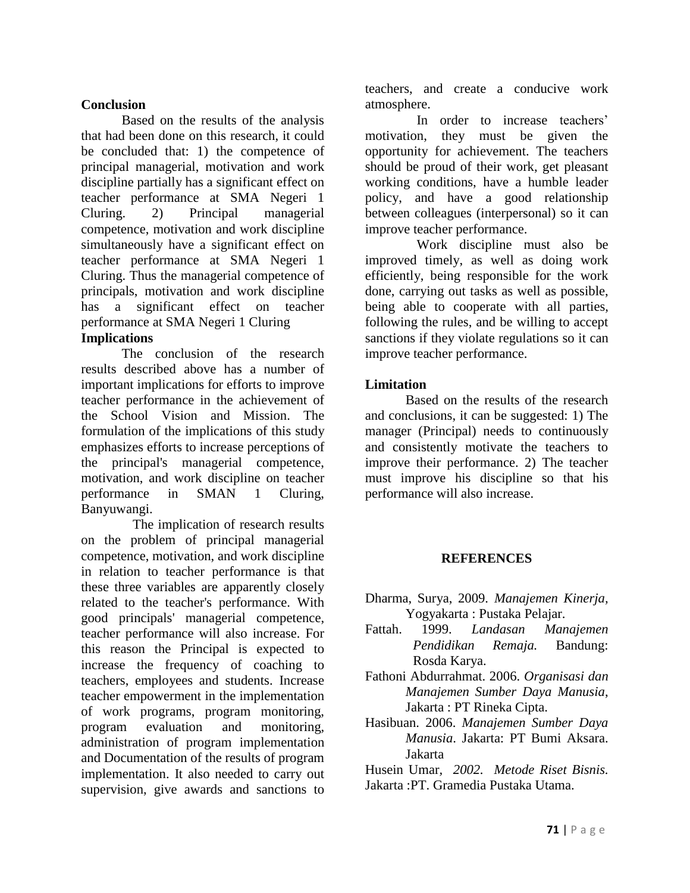## Conclusion

Based on the results of the analysis that had been done on this research, it could be concluded that: 1) the competence of principal managerial, motivation and work discipline partially has a significant effect on teacher performance at SMA Negeri 1 Cluring. 2) Principal managerial competence, motivation and work discipline simultaneously have a significant effect on teacher performance at SMA Negeri 1 Cluring. Thus the managerial competence of principals, motivation and work discipline has a significant effect on teacher performance at SMA Negeri 1 Cluring

## Implications

The conclusion of the research results described above has a number of important implications for efforts to improve teacher performance in the achievement of the School Vision and Mission. The formulation of the implications of this study emphasizes efforts to increase perceptions of the principal's managerial competence, motivation, and work discipline on teacher performance in SMAN 1 Cluring, Banyuwangi.

The implication of research results on the problem of principal managerial competence, motivation, and work discipline in relation to teacher performance is that these three variables are apparently closely related to the teacher's performance. With good principals' managerial competence, teacher performance will also increase. For this reason the Principal is expected to increase the frequency of coaching to teachers, employees and students. Increase teacher empowerment in the implementation of work programs, program monitoring, program evaluation and monitoring, administration of program implementation and Documentation of the results of program implementation. It also needed to carry out supervision, give awards and sanctions to teachers, and create a conducive work atmosphere.

In order to increase teachers' motivation, they must be given the opportunity for achievement. The teachers should be proud of their work, get pleasant working conditions, have a humble leader policy, and have a good relationship between colleagues (interpersonal) so it can improve teacher performance.

Work discipline must also be improved timely, as well as doing work efficiently, being responsible for the work done, carrying out tasks as well as possible, being able to cooperate with all parties, following the rules, and be willing to accept sanctions if they violate regulations so it can improve teacher performance.

## Limitation

Based on the results of the research and conclusions, it can be suggested: 1) The manager (Principal) needs to continuously and consistently motivate the teachers to improve their performance. 2) The teacher must improve his discipline so that his performance will also increase.

## REFERENCES

Dharma, Surya, 2009. *Manajemen Kinerja*, Yogyakarta : Pustaka Pelajar.

Fattah. 1999. *Landasan Manajemen Pendidikan Remaja.* Bandung: Rosda Karya.

Fathoni Abdurrahmat. 2006. *Organisasi dan Manajemen Sumber Daya Manusia*, Jakarta : PT Rineka Cipta.

Hasibuan. 2006. *Manajemen Sumber Daya Manusia*. Jakarta: PT Bumi Aksara. Jakarta

Husein Umar, *2002. Metode Riset Bisnis.* Jakarta :PT. Gramedia Pustaka Utama.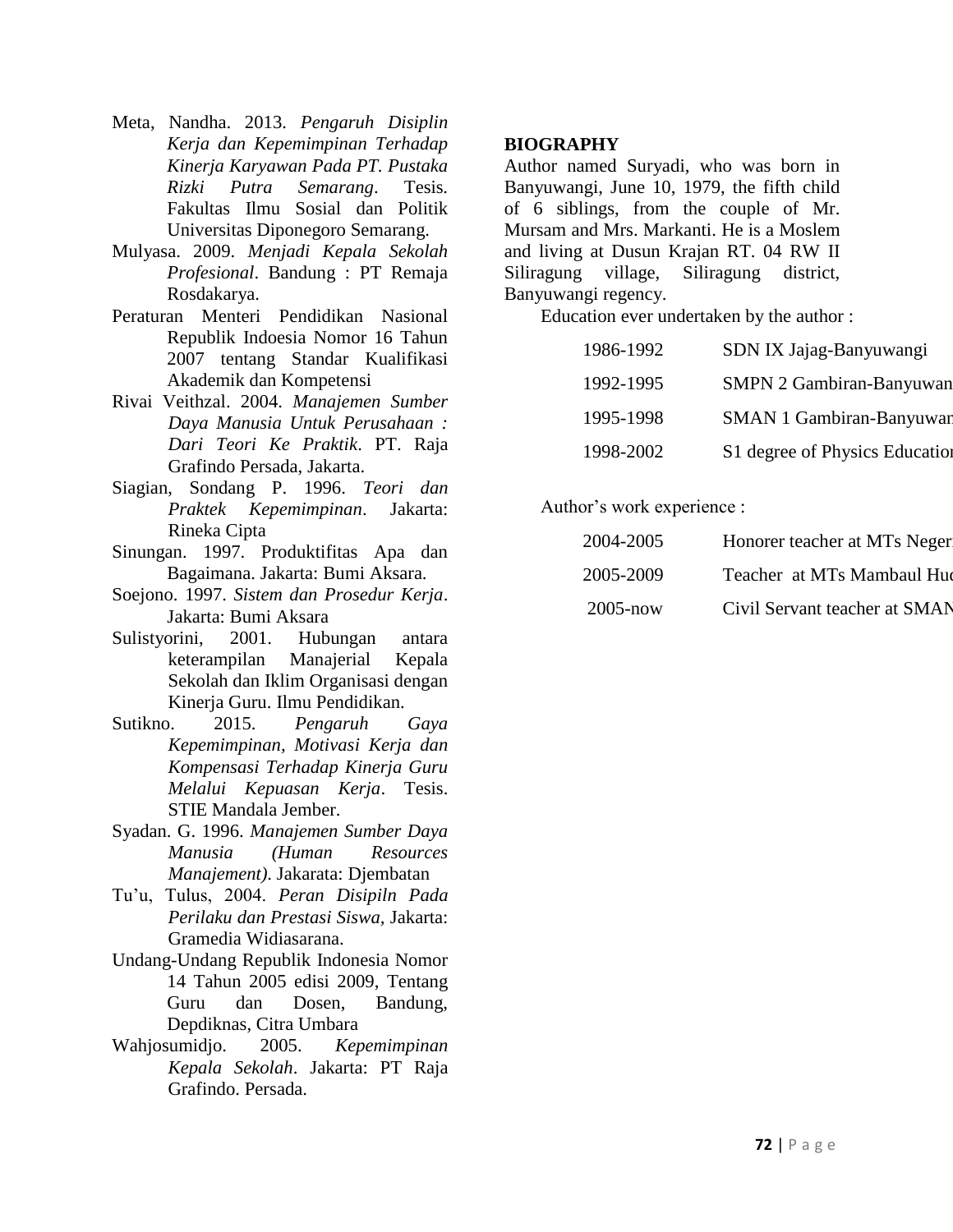Meta, Nandha. 2013. *Pengaruh Disiplin Kerja dan Kepemimpinan Terhadap Kinerja Karyawan Pada PT. Pustaka Rizki Putra Semarang*. Tesis. Fakultas Ilmu Sosial dan Politik Universitas Diponegoro Semarang.

Mulyasa. 2009. *Menjadi Kepala Sekolah Profesional*. Bandung : PT Remaja Rosdakarya.

Peraturan Menteri Pendidikan Nasional Republik Indoesia Nomor 16 Tahun 2007 tentang Standar Kualifikasi Akademik dan Kompetensi

Rivai Veithzal. 2004. *Manajemen Sumber Daya Manusia Untuk Perusahaan : Dari Teori Ke Praktik*. PT. Raja Grafindo Persada, Jakarta.

Siagian, Sondang P. 1996. *Teori dan Praktek Kepemimpinan*. Jakarta: Rineka Cipta

Sinungan. 1997. Produktifitas Apa dan Bagaimana. Jakarta: Bumi Aksara.

Soejono. 1997. *Sistem dan Prosedur Kerja*. Jakarta: Bumi Aksara

Sulistyorini, 2001. Hubungan antara keterampilan Manajerial Kepala Sekolah dan Iklim Organisasi dengan Kinerja Guru. Ilmu Pendidikan.

Sutikno. 2015. *Pengaruh Gaya Kepemimpinan, Motivasi Kerja dan Kompensasi Terhadap Kinerja Guru Melalui Kepuasan Kerja*. Tesis. STIE Mandala Jember.

Syadan. G. 1996. *Manajemen Sumber Daya Manusia (Human Resources Manajement)*. Jakarata: Djembatan

Tu'u, Tulus, 2004. *Peran Disipiln Pada Perilaku dan Prestasi Siswa,* Jakarta: Gramedia Widiasarana.

Undang-Undang Republik Indonesia Nomor 14 Tahun 2005 edisi 2009, Tentang Guru dan Dosen, Bandung, Depdiknas, Citra Umbara

Wahjosumidjo. 2005. *Kepemimpinan Kepala Sekolah*. Jakarta: PT Raja Grafindo. Persada.

**BIOGRAPHY**

Author named Suryadi, who was born in Banyuwangi, June 10, 1979, the fifth child of 6 siblings, from the couple of Mr. Mursam and Mrs. Markanti. He is a Moslem and living at Dusun Krajan RT. 04 RW II Siliragung village, Siliragung district, Banyuwangi regency.

Education ever undertaken by the author :

| | |
|---|---|
| 1986-1992 | SDN IX Jajag-Banyuwangi |
| 1992-1995 | SMPN 2 Gambiran-Banyuwan |
| 1995-1998 | SMAN 1 Gambiran-Banyuwan |
| 1998-2002 | S1 degree of Physics Educatio |

Author's work experience :

| | |
|---|---|
| 2004-2005 | Honorer teacher at MTs Neger |
| 2005-2009 | Teacher at MTs Mambaul Hu |
| 2005-now | Civil Servant teacher at SMAN |